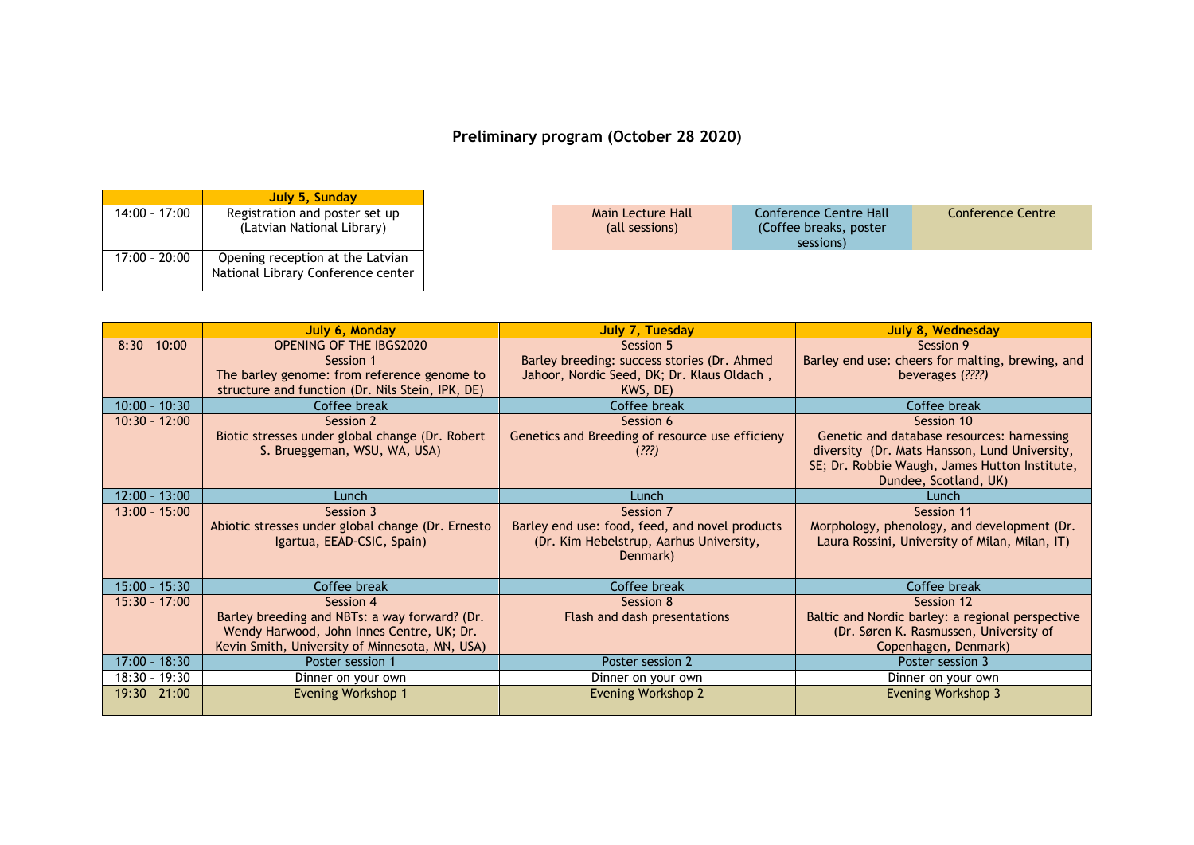## Preliminary program (October 28 2020)

| | July 5, Sunday |
|---|---|
| 14:00 – 17:00 | Registration and poster set up (Latvian National Library) |
| 17:00 – 20:00 | Opening reception at the Latvian National Library Conference center |

| Main Lecture Hall (all sessions) | Conference Centre Hall (Coffee breaks, poster sessions) | Conference Centre |
|---|---|---|

| | July 6, Monday | July 7, Tuesday | July 8, Wednesday |
|---|---|---|---|
| 8:30 – 10:00 | OPENING OF THE IBGS2020<br>Session 1<br>The barley genome: from reference genome to structure and function (Dr. Nils Stein, IPK, DE) | Session 5<br>Barley breeding: success stories (Dr. Ahmed Jahoor, Nordic Seed, DK; Dr. Klaus Oldach , KWS, DE) | Session 9<br>Barley end use: cheers for malting, brewing, and beverages (*????*) |
| 10:00 – 10:30 | Coffee break | Coffee break | Coffee break |
| 10:30 – 12:00 | Session 2<br>Biotic stresses under global change (Dr. Robert S. Brueggeman, WSU, WA, USA) | Session 6<br>Genetics and Breeding of resource use efficieny (*???*) | Session 10<br>Genetic and database resources: harnessing diversity (Dr. Mats Hansson, Lund University, SE; Dr. Robbie Waugh, James Hutton Institute, Dundee, Scotland, UK) |
| 12:00 – 13:00 | Lunch | Lunch | Lunch |
| 13:00 – 15:00 | Session 3<br>Abiotic stresses under global change (Dr. Ernesto Igartua, EEAD-CSIC, Spain) | Session 7<br>Barley end use: food, feed, and novel products (Dr. Kim Hebelstrup, Aarhus University, Denmark) | Session 11<br>Morphology, phenology, and development (Dr. Laura Rossini, University of Milan, Milan, IT) |
| 15:00 – 15:30 | Coffee break | Coffee break | Coffee break |
| 15:30 – 17:00 | Session 4<br>Barley breeding and NBTs: a way forward? (Dr. Wendy Harwood, John Innes Centre, UK; Dr. Kevin Smith, University of Minnesota, MN, USA) | Session 8<br>Flash and dash presentations | Session 12<br>Baltic and Nordic barley: a regional perspective (Dr. Søren K. Rasmussen, University of Copenhagen, Denmark) |
| 17:00 – 18:30 | Poster session 1 | Poster session 2 | Poster session 3 |
| 18:30 – 19:30 | Dinner on your own | Dinner on your own | Dinner on your own |
| 19:30 – 21:00 | Evening Workshop 1 | Evening Workshop 2 | Evening Workshop 3 |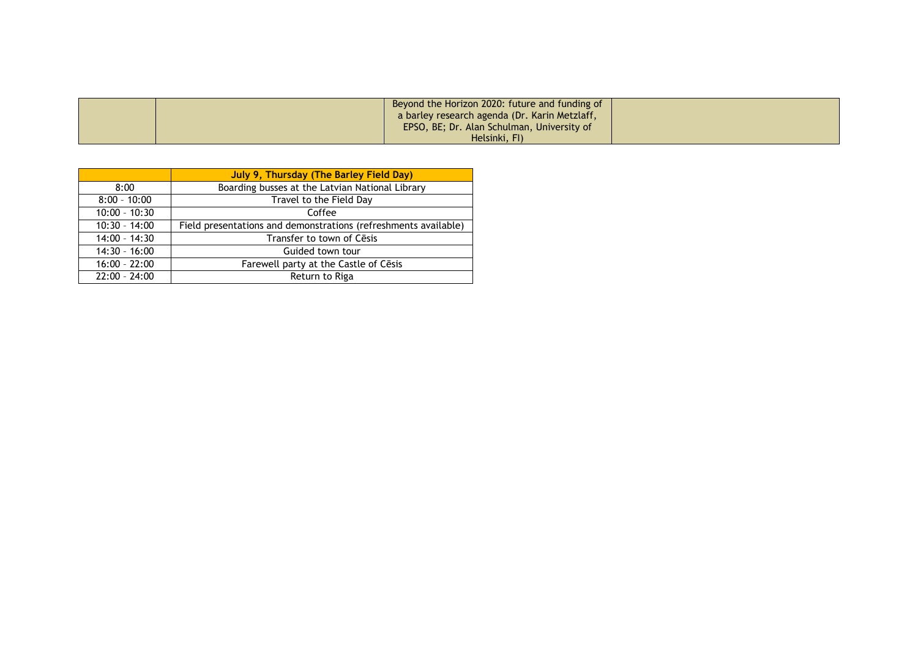| | | | |
|---|---|---|---|
| | | Beyond the Horizon 2020: future and funding of a barley research agenda (Dr. Karin Metzlaff, EPSO, BE; Dr. Alan Schulman, University of Helsinki, FI) | |

| | July 9, Thursday (The Barley Field Day) |
|---|---|
| 8:00 | Boarding busses at the Latvian National Library |
| 8:00 – 10:00 | Travel to the Field Day |
| 10:00 – 10:30 | Coffee |
| 10:30 – 14:00 | Field presentations and demonstrations (refreshments available) |
| 14:00 – 14:30 | Transfer to town of Cēsis |
| 14:30 – 16:00 | Guided town tour |
| 16:00 – 22:00 | Farewell party at the Castle of Cēsis |
| 22:00 – 24:00 | Return to Riga |